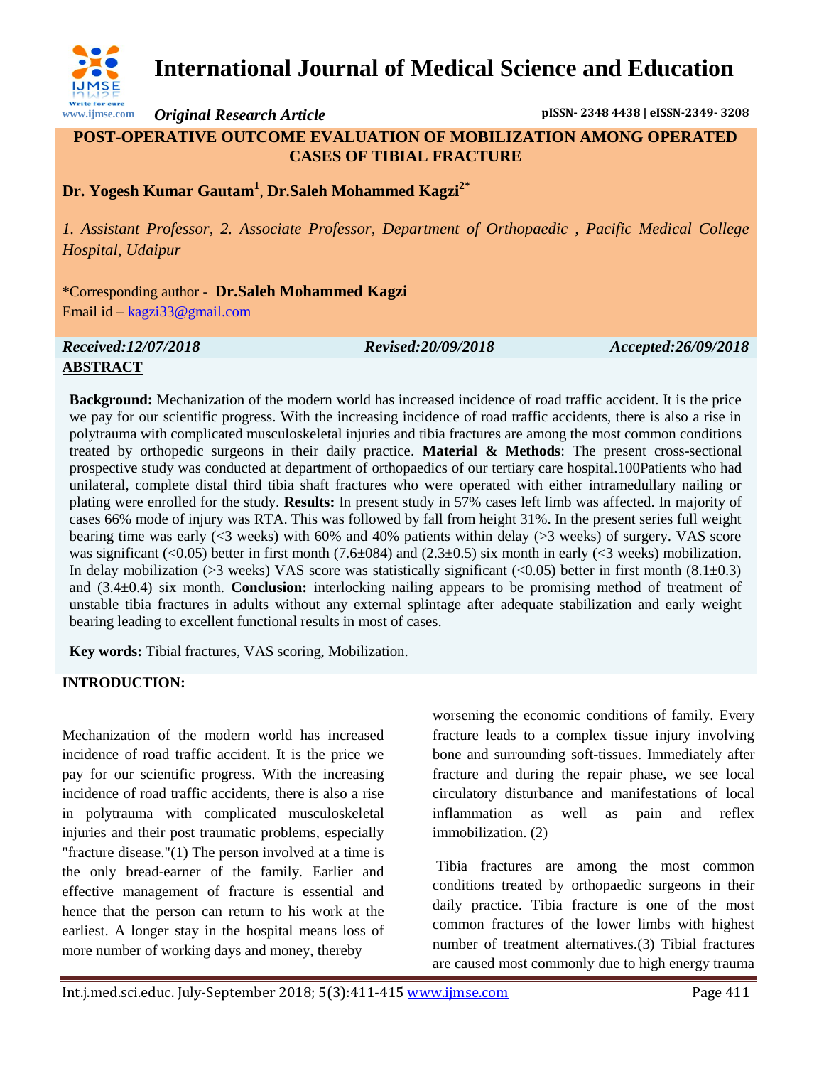# International Journal of Medical Science and Education

*Original Research Article*

pISSN- 2348 4438 | eISSN-2349- 3208

## POST-OPERATIVE OUTCOME EVALUATION OF MOBILIZATION AMONG OPERATED CASES OF TIBIAL FRACTURE

**Dr. Yogesh Kumar Gautam[1], Dr.Saleh Mohammed Kagzi[2*]**

*1. Assistant Professor, 2. Associate Professor, Department of Orthopaedic , Pacific Medical College Hospital, Udaipur*

*Corresponding author - **Dr.Saleh Mohammed Kagzi**
Email id – kagzi33@gmail.com

*Received:12/07/2018* *Revised:20/09/2018* *Accepted:26/09/2018*

**ABSTRACT**

**Background:** Mechanization of the modern world has increased incidence of road traffic accident. It is the price we pay for our scientific progress. With the increasing incidence of road traffic accidents, there is also a rise in polytrauma with complicated musculoskeletal injuries and tibia fractures are among the most common conditions treated by orthopedic surgeons in their daily practice. **Material & Methods**: The present cross-sectional prospective study was conducted at department of orthopaedics of our tertiary care hospital.100Patients who had unilateral, complete distal third tibia shaft fractures who were operated with either intramedullary nailing or plating were enrolled for the study. **Results:** In present study in 57% cases left limb was affected. In majority of cases 66% mode of injury was RTA. This was followed by fall from height 31%. In the present series full weight bearing time was early (<3 weeks) with 60% and 40% patients within delay (>3 weeks) of surgery. VAS score was significant (<0.05) better in first month (7.6±084) and (2.3±0.5) six month in early (<3 weeks) mobilization. In delay mobilization (>3 weeks) VAS score was statistically significant (<0.05) better in first month (8.1±0.3) and (3.4±0.4) six month. **Conclusion:** interlocking nailing appears to be promising method of treatment of unstable tibia fractures in adults without any external splintage after adequate stabilization and early weight bearing leading to excellent functional results in most of cases.

**Key words:** Tibial fractures, VAS scoring, Mobilization.

**INTRODUCTION:**

Mechanization of the modern world has increased incidence of road traffic accident. It is the price we pay for our scientific progress. With the increasing incidence of road traffic accidents, there is also a rise in polytrauma with complicated musculoskeletal injuries and their post traumatic problems, especially "fracture disease."(1) The person involved at a time is the only bread-earner of the family. Earlier and effective management of fracture is essential and hence that the person can return to his work at the earliest. A longer stay in the hospital means loss of more number of working days and money, thereby worsening the economic conditions of family. Every fracture leads to a complex tissue injury involving bone and surrounding soft-tissues. Immediately after fracture and during the repair phase, we see local circulatory disturbance and manifestations of local inflammation as well as pain and reflex immobilization. (2)

Tibia fractures are among the most common conditions treated by orthopaedic surgeons in their daily practice. Tibia fracture is one of the most common fractures of the lower limbs with highest number of treatment alternatives.(3) Tibial fractures are caused most commonly due to high energy trauma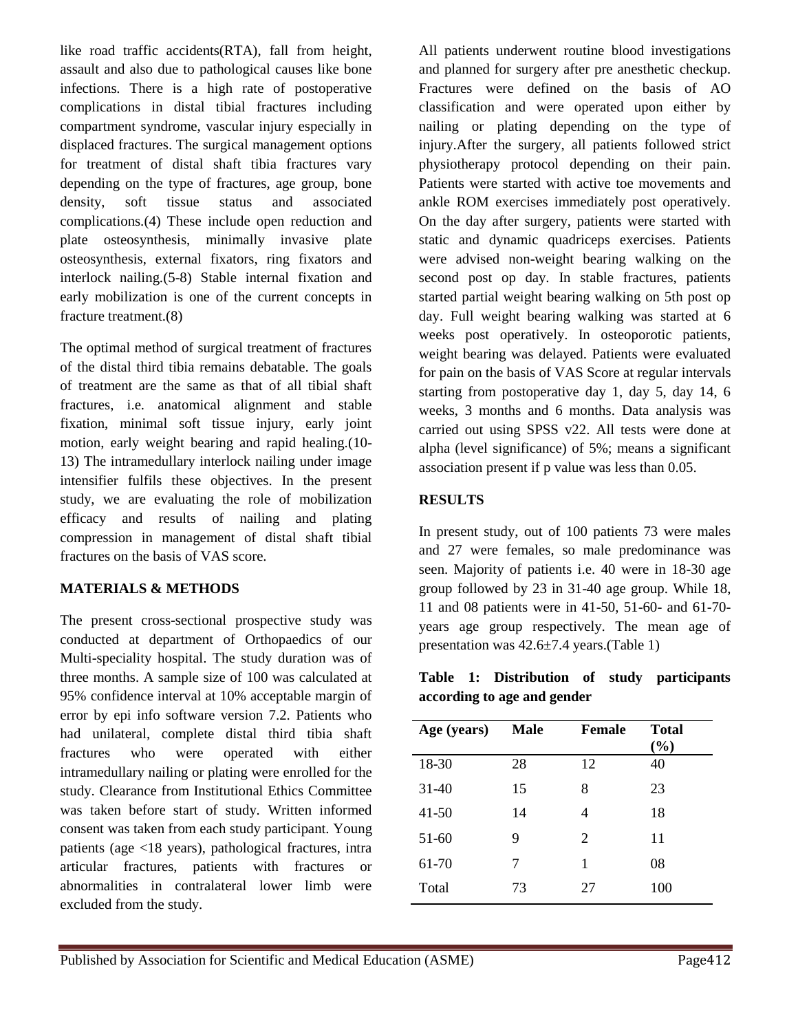like road traffic accidents(RTA), fall from height, assault and also due to pathological causes like bone infections. There is a high rate of postoperative complications in distal tibial fractures including compartment syndrome, vascular injury especially in displaced fractures. The surgical management options for treatment of distal shaft tibia fractures vary depending on the type of fractures, age group, bone density, soft tissue status and associated complications.(4) These include open reduction and plate osteosynthesis, minimally invasive plate osteosynthesis, external fixators, ring fixators and interlock nailing.(5-8) Stable internal fixation and early mobilization is one of the current concepts in fracture treatment.(8)

The optimal method of surgical treatment of fractures of the distal third tibia remains debatable. The goals of treatment are the same as that of all tibial shaft fractures, i.e. anatomical alignment and stable fixation, minimal soft tissue injury, early joint motion, early weight bearing and rapid healing.(10-13) The intramedullary interlock nailing under image intensifier fulfils these objectives. In the present study, we are evaluating the role of mobilization efficacy and results of nailing and plating compression in management of distal shaft tibial fractures on the basis of VAS score.

## MATERIALS & METHODS

The present cross-sectional prospective study was conducted at department of Orthopaedics of our Multi-speciality hospital. The study duration was of three months. A sample size of 100 was calculated at 95% confidence interval at 10% acceptable margin of error by epi info software version 7.2. Patients who had unilateral, complete distal third tibia shaft fractures who were operated with either intramedullary nailing or plating were enrolled for the study. Clearance from Institutional Ethics Committee was taken before start of study. Written informed consent was taken from each study participant. Young patients (age <18 years), pathological fractures, intra articular fractures, patients with fractures or abnormalities in contralateral lower limb were excluded from the study.

All patients underwent routine blood investigations and planned for surgery after pre anesthetic checkup. Fractures were defined on the basis of AO classification and were operated upon either by nailing or plating depending on the type of injury.After the surgery, all patients followed strict physiotherapy protocol depending on their pain. Patients were started with active toe movements and ankle ROM exercises immediately post operatively. On the day after surgery, patients were started with static and dynamic quadriceps exercises. Patients were advised non-weight bearing walking on the second post op day. In stable fractures, patients started partial weight bearing walking on 5th post op day. Full weight bearing walking was started at 6 weeks post operatively. In osteoporotic patients, weight bearing was delayed. Patients were evaluated for pain on the basis of VAS Score at regular intervals starting from postoperative day 1, day 5, day 14, 6 weeks, 3 months and 6 months. Data analysis was carried out using SPSS v22. All tests were done at alpha (level significance) of 5%; means a significant association present if p value was less than 0.05.

## RESULTS

In present study, out of 100 patients 73 were males and 27 were females, so male predominance was seen. Majority of patients i.e. 40 were in 18-30 age group followed by 23 in 31-40 age group. While 18, 11 and 08 patients were in 41-50, 51-60- and 61-70-years age group respectively. The mean age of presentation was 42.6±7.4 years.(Table 1)

**Table 1: Distribution of study participants according to age and gender**

| Age (years) | Male | Female | Total (%) |
|---|---|---|---|
| 18-30 | 28 | 12 | 40 |
| 31-40 | 15 | 8 | 23 |
| 41-50 | 14 | 4 | 18 |
| 51-60 | 9 | 2 | 11 |
| 61-70 | 7 | 1 | 08 |
| Total | 73 | 27 | 100 |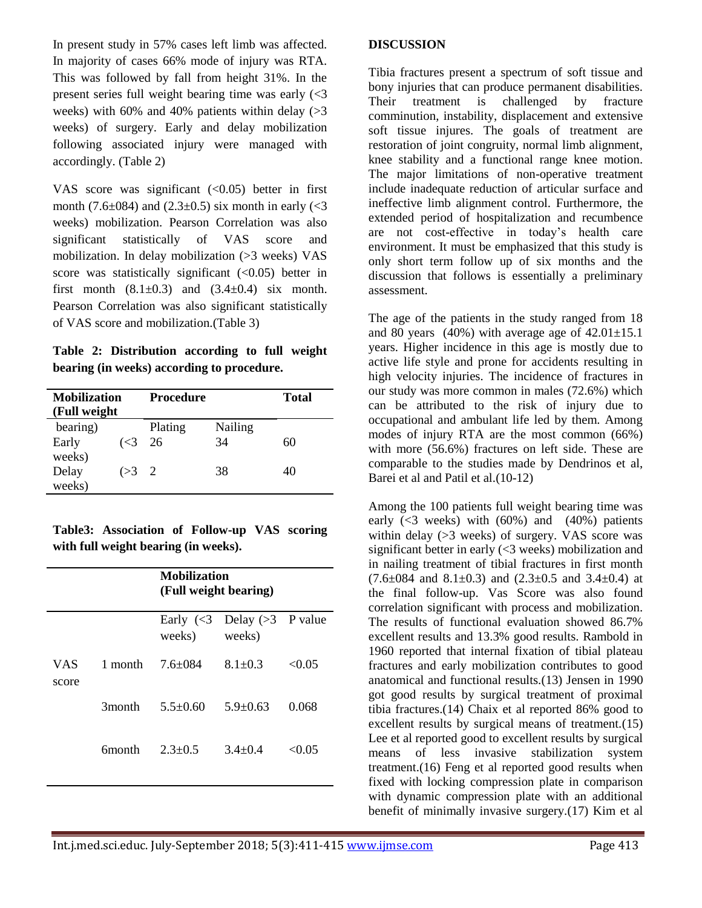In present study in 57% cases left limb was affected. In majority of cases 66% mode of injury was RTA. This was followed by fall from height 31%. In the present series full weight bearing time was early (<3 weeks) with 60% and 40% patients within delay (>3 weeks) of surgery. Early and delay mobilization following associated injury were managed with accordingly. (Table 2)

VAS score was significant (<0.05) better in first month (7.6±084) and (2.3±0.5) six month in early (<3 weeks) mobilization. Pearson Correlation was also significant statistically of VAS score and mobilization. In delay mobilization (>3 weeks) VAS score was statistically significant (<0.05) better in first month (8.1±0.3) and (3.4±0.4) six month. Pearson Correlation was also significant statistically of VAS score and mobilization.(Table 3)

**Table 2: Distribution according to full weight bearing (in weeks) according to procedure.**

| Mobilization (Full weight bearing) | Procedure | | Total |
|---|---|---|---|
| | Plating | Nailing | |
| Early (<3 weeks) | 26 | 34 | 60 |
| Delay (>3 weeks) | 2 | 38 | 40 |

**Table3: Association of Follow-up VAS scoring with full weight bearing (in weeks).**

| | | Mobilization (Full weight bearing) | | |
|---|---|---|---|---|
| | | Early (<3 weeks) | Delay (>3 weeks) | P value |
| VAS score | 1 month | 7.6±084 | 8.1±0.3 | <0.05 |
| | 3month | 5.5±0.60 | 5.9±0.63 | 0.068 |
| | 6month | 2.3±0.5 | 3.4±0.4 | <0.05 |

## DISCUSSION

Tibia fractures present a spectrum of soft tissue and bony injuries that can produce permanent disabilities. Their treatment is challenged by fracture comminution, instability, displacement and extensive soft tissue injures. The goals of treatment are restoration of joint congruity, normal limb alignment, knee stability and a functional range knee motion. The major limitations of non-operative treatment include inadequate reduction of articular surface and ineffective limb alignment control. Furthermore, the extended period of hospitalization and recumbence are not cost-effective in today's health care environment. It must be emphasized that this study is only short term follow up of six months and the discussion that follows is essentially a preliminary assessment.

The age of the patients in the study ranged from 18 and 80 years (40%) with average age of 42.01±15.1 years. Higher incidence in this age is mostly due to active life style and prone for accidents resulting in high velocity injuries. The incidence of fractures in our study was more common in males (72.6%) which can be attributed to the risk of injury due to occupational and ambulant life led by them. Among modes of injury RTA are the most common (66%) with more (56.6%) fractures on left side. These are comparable to the studies made by Dendrinos et al, Barei et al and Patil et al.(10-12)

Among the 100 patients full weight bearing time was early (<3 weeks) with (60%) and (40%) patients within delay (>3 weeks) of surgery. VAS score was significant better in early (<3 weeks) mobilization and in nailing treatment of tibial fractures in first month (7.6±084 and 8.1±0.3) and (2.3±0.5 and 3.4±0.4) at the final follow-up. Vas Score was also found correlation significant with process and mobilization. The results of functional evaluation showed 86.7% excellent results and 13.3% good results. Rambold in 1960 reported that internal fixation of tibial plateau fractures and early mobilization contributes to good anatomical and functional results.(13) Jensen in 1990 got good results by surgical treatment of proximal tibia fractures.(14) Chaix et al reported 86% good to excellent results by surgical means of treatment.(15) Lee et al reported good to excellent results by surgical means of less invasive stabilization system treatment.(16) Feng et al reported good results when fixed with locking compression plate in comparison with dynamic compression plate with an additional benefit of minimally invasive surgery.(17) Kim et al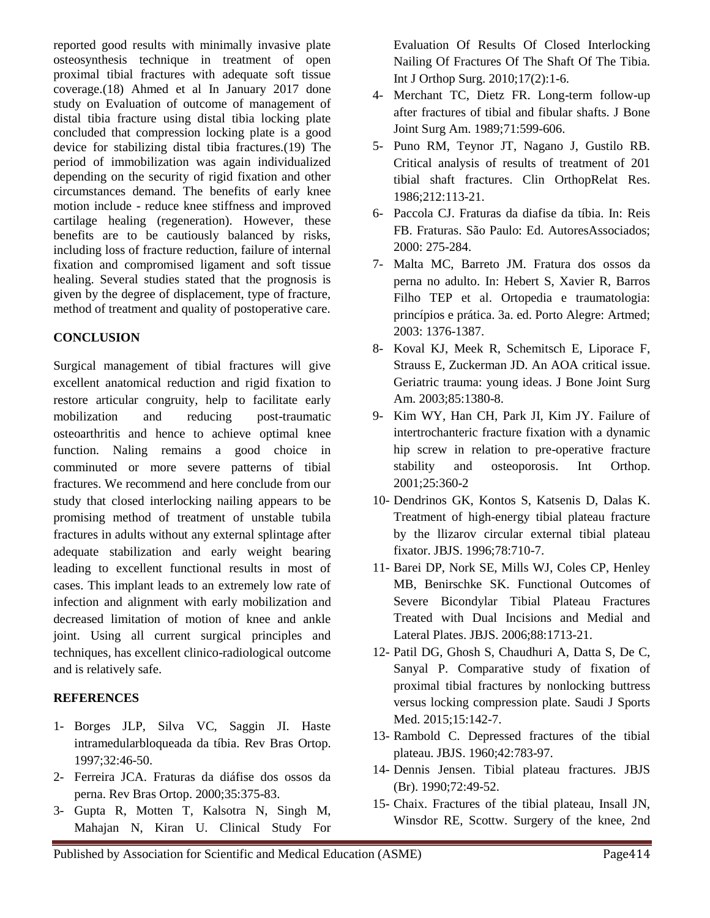reported good results with minimally invasive plate osteosynthesis technique in treatment of open proximal tibial fractures with adequate soft tissue coverage.(18) Ahmed et al In January 2017 done study on Evaluation of outcome of management of distal tibia fracture using distal tibia locking plate concluded that compression locking plate is a good device for stabilizing distal tibia fractures.(19) The period of immobilization was again individualized depending on the security of rigid fixation and other circumstances demand. The benefits of early knee motion include - reduce knee stiffness and improved cartilage healing (regeneration). However, these benefits are to be cautiously balanced by risks, including loss of fracture reduction, failure of internal fixation and compromised ligament and soft tissue healing. Several studies stated that the prognosis is given by the degree of displacement, type of fracture, method of treatment and quality of postoperative care.

## CONCLUSION

Surgical management of tibial fractures will give excellent anatomical reduction and rigid fixation to restore articular congruity, help to facilitate early mobilization and reducing post-traumatic osteoarthritis and hence to achieve optimal knee function. Naling remains a good choice in comminuted or more severe patterns of tibial fractures. We recommend and here conclude from our study that closed interlocking nailing appears to be promising method of treatment of unstable tubila fractures in adults without any external splintage after adequate stabilization and early weight bearing leading to excellent functional results in most of cases. This implant leads to an extremely low rate of infection and alignment with early mobilization and decreased limitation of motion of knee and ankle joint. Using all current surgical principles and techniques, has excellent clinico-radiological outcome and is relatively safe.

## REFERENCES

1- Borges JLP, Silva VC, Saggin JI. Haste intramedularbloqueada da tíbia. Rev Bras Ortop. 1997;32:46-50.

2- Ferreira JCA. Fraturas da diáfise dos ossos da perna. Rev Bras Ortop. 2000;35:375-83.

3- Gupta R, Motten T, Kalsotra N, Singh M, Mahajan N, Kiran U. Clinical Study For Evaluation Of Results Of Closed Interlocking Nailing Of Fractures Of The Shaft Of The Tibia. Int J Orthop Surg. 2010;17(2):1-6.

4- Merchant TC, Dietz FR. Long-term follow-up after fractures of tibial and fibular shafts. J Bone Joint Surg Am. 1989;71:599-606.

5- Puno RM, Teynor JT, Nagano J, Gustilo RB. Critical analysis of results of treatment of 201 tibial shaft fractures. Clin OrthopRelat Res. 1986;212:113-21.

6- Paccola CJ. Fraturas da diafise da tíbia. In: Reis FB. Fraturas. São Paulo: Ed. AutoresAssociados; 2000: 275-284.

7- Malta MC, Barreto JM. Fratura dos ossos da perna no adulto. In: Hebert S, Xavier R, Barros Filho TEP et al. Ortopedia e traumatologia: princípios e prática. 3a. ed. Porto Alegre: Artmed; 2003: 1376-1387.

8- Koval KJ, Meek R, Schemitsch E, Liporace F, Strauss E, Zuckerman JD. An AOA critical issue. Geriatric trauma: young ideas. J Bone Joint Surg Am. 2003;85:1380-8.

9- Kim WY, Han CH, Park JI, Kim JY. Failure of intertrochanteric fracture fixation with a dynamic hip screw in relation to pre-operative fracture stability and osteoporosis. Int Orthop. 2001;25:360-2

10- Dendrinos GK, Kontos S, Katsenis D, Dalas K. Treatment of high-energy tibial plateau fracture by the llizarov circular external tibial plateau fixator. JBJS. 1996;78:710-7.

11- Barei DP, Nork SE, Mills WJ, Coles CP, Henley MB, Benirschke SK. Functional Outcomes of Severe Bicondylar Tibial Plateau Fractures Treated with Dual Incisions and Medial and Lateral Plates. JBJS. 2006;88:1713-21.

12- Patil DG, Ghosh S, Chaudhuri A, Datta S, De C, Sanyal P. Comparative study of fixation of proximal tibial fractures by nonlocking buttress versus locking compression plate. Saudi J Sports Med. 2015;15:142-7.

13- Rambold C. Depressed fractures of the tibial plateau. JBJS. 1960;42:783-97.

14- Dennis Jensen. Tibial plateau fractures. JBJS (Br). 1990;72:49-52.

15- Chaix. Fractures of the tibial plateau, Insall JN, Winsdor RE, Scottw. Surgery of the knee, 2nd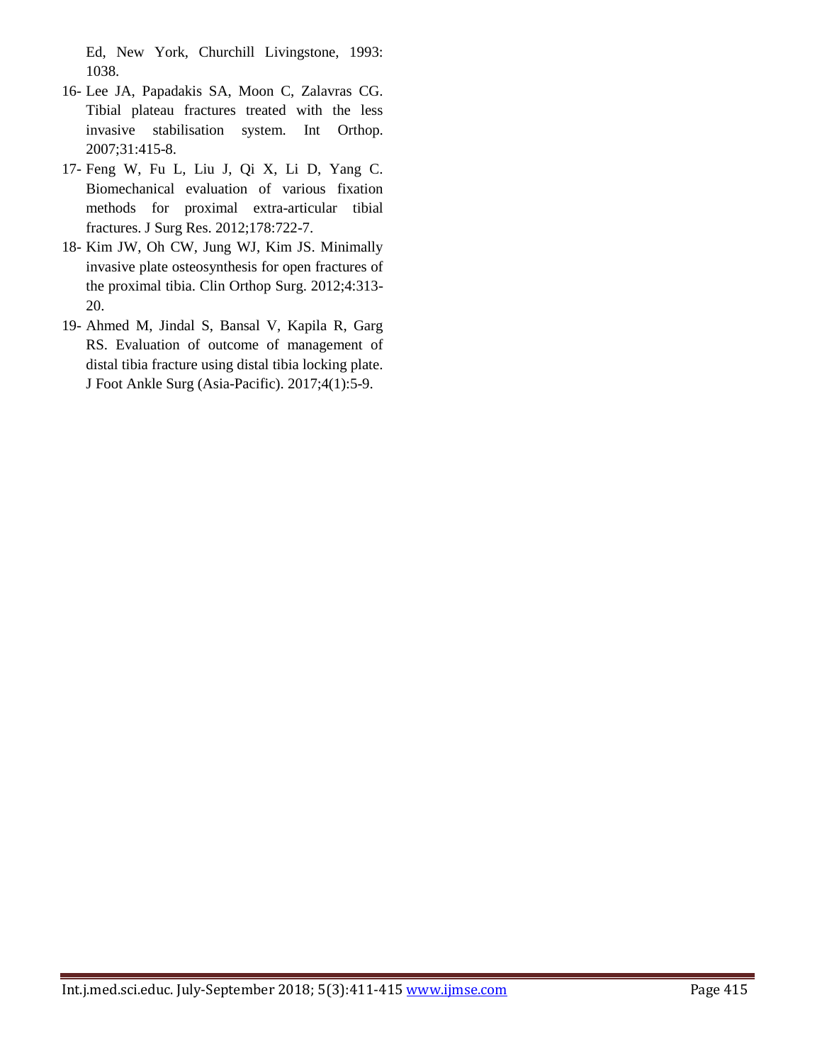Ed, New York, Churchill Livingstone, 1993: 1038.

16- Lee JA, Papadakis SA, Moon C, Zalavras CG. Tibial plateau fractures treated with the less invasive stabilisation system. Int Orthop. 2007;31:415-8.

17- Feng W, Fu L, Liu J, Qi X, Li D, Yang C. Biomechanical evaluation of various fixation methods for proximal extra-articular tibial fractures. J Surg Res. 2012;178:722-7.

18- Kim JW, Oh CW, Jung WJ, Kim JS. Minimally invasive plate osteosynthesis for open fractures of the proximal tibia. Clin Orthop Surg. 2012;4:313-20.

19- Ahmed M, Jindal S, Bansal V, Kapila R, Garg RS. Evaluation of outcome of management of distal tibia fracture using distal tibia locking plate. J Foot Ankle Surg (Asia-Pacific). 2017;4(1):5-9.